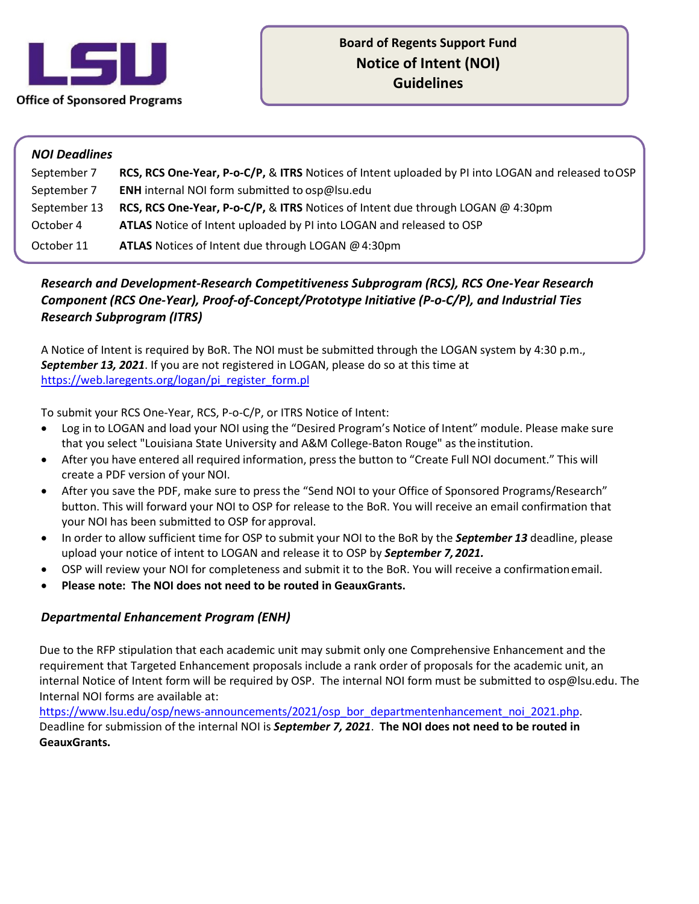LSU

Office of Sponsored Programs

# Board of Regents Support Fund
# Notice of Intent (NOI)
# Guidelines

***NOI Deadlines***

| | |
|---|---|
| September 7 | **RCS, RCS One-Year, P-o-C/P,** & **ITRS** Notices of Intent uploaded by PI into LOGAN and released to OSP |
| September 7 | **ENH** internal NOI form submitted to osp@lsu.edu |
| September 13 | **RCS, RCS One-Year, P-o-C/P,** & **ITRS** Notices of Intent due through LOGAN @ 4:30pm |
| October 4 | **ATLAS** Notice of Intent uploaded by PI into LOGAN and released to OSP |
| October 11 | **ATLAS** Notices of Intent due through LOGAN @ 4:30pm |

### *Research and Development-Research Competitiveness Subprogram (RCS), RCS One-Year Research Component (RCS One-Year), Proof-of-Concept/Prototype Initiative (P-o-C/P), and Industrial Ties Research Subprogram (ITRS)*

A Notice of Intent is required by BoR. The NOI must be submitted through the LOGAN system by 4:30 p.m., ***September 13, 2021***. If you are not registered in LOGAN, please do so at this time at https://web.laregents.org/logan/pi_register_form.pl

To submit your RCS One-Year, RCS, P-o-C/P, or ITRS Notice of Intent:

- Log in to LOGAN and load your NOI using the "Desired Program's Notice of Intent" module. Please make sure that you select "Louisiana State University and A&M College-Baton Rouge" as the institution.
- After you have entered all required information, press the button to "Create Full NOI document." This will create a PDF version of your NOI.
- After you save the PDF, make sure to press the "Send NOI to your Office of Sponsored Programs/Research" button. This will forward your NOI to OSP for release to the BoR. You will receive an email confirmation that your NOI has been submitted to OSP for approval.
- In order to allow sufficient time for OSP to submit your NOI to the BoR by the ***September 13*** deadline, please upload your notice of intent to LOGAN and release it to OSP by ***September 7, 2021.***
- OSP will review your NOI for completeness and submit it to the BoR. You will receive a confirmation email.
- **Please note: The NOI does not need to be routed in GeauxGrants.**

### *Departmental Enhancement Program (ENH)*

Due to the RFP stipulation that each academic unit may submit only one Comprehensive Enhancement and the requirement that Targeted Enhancement proposals include a rank order of proposals for the academic unit, an internal Notice of Intent form will be required by OSP. The internal NOI form must be submitted to osp@lsu.edu. The Internal NOI forms are available at:
https://www.lsu.edu/osp/news-announcements/2021/osp_bor_departmentenhancement_noi_2021.php.
Deadline for submission of the internal NOI is ***September 7, 2021***. **The NOI does not need to be routed in GeauxGrants.**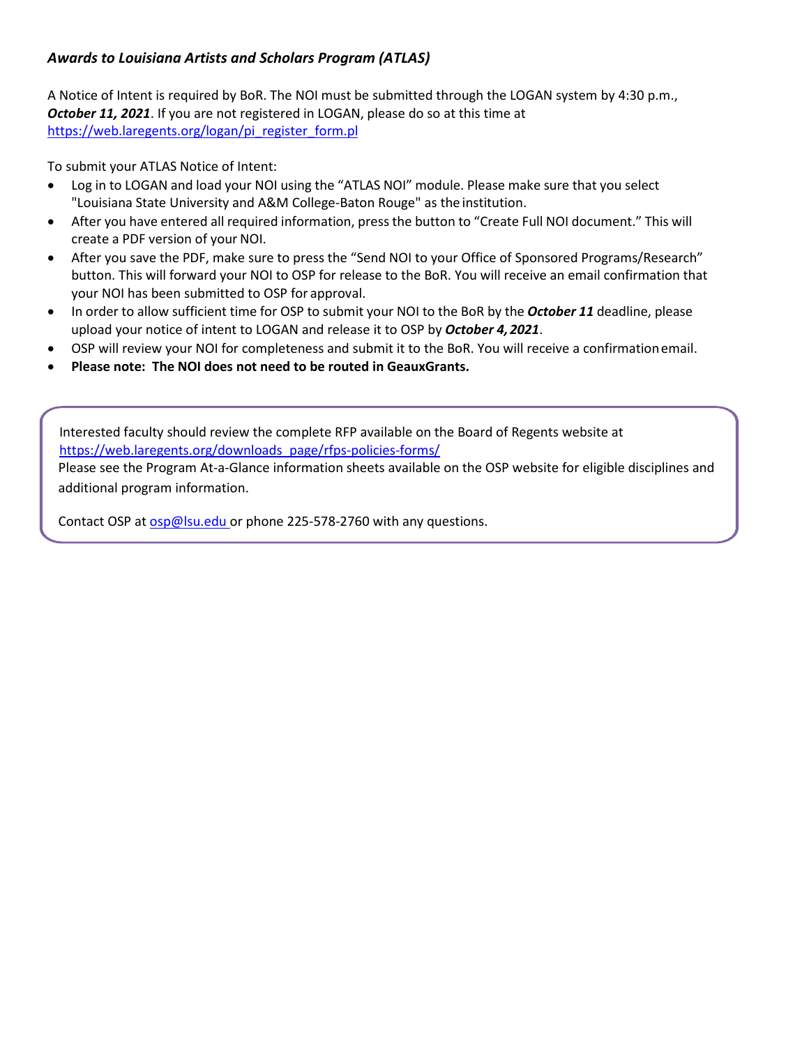*Awards to Louisiana Artists and Scholars Program (ATLAS)*

A Notice of Intent is required by BoR. The NOI must be submitted through the LOGAN system by 4:30 p.m., ***October 11, 2021***. If you are not registered in LOGAN, please do so at this time at https://web.laregents.org/logan/pi_register_form.pl

To submit your ATLAS Notice of Intent:

- Log in to LOGAN and load your NOI using the "ATLAS NOI" module. Please make sure that you select "Louisiana State University and A&M College-Baton Rouge" as the institution.
- After you have entered all required information, press the button to "Create Full NOI document." This will create a PDF version of your NOI.
- After you save the PDF, make sure to press the "Send NOI to your Office of Sponsored Programs/Research" button. This will forward your NOI to OSP for release to the BoR. You will receive an email confirmation that your NOI has been submitted to OSP for approval.
- In order to allow sufficient time for OSP to submit your NOI to the BoR by the ***October 11*** deadline, please upload your notice of intent to LOGAN and release it to OSP by ***October 4, 2021***.
- OSP will review your NOI for completeness and submit it to the BoR. You will receive a confirmation email.
- **Please note: The NOI does not need to be routed in GeauxGrants.**

Interested faculty should review the complete RFP available on the Board of Regents website at https://web.laregents.org/downloads_page/rfps-policies-forms/
Please see the Program At-a-Glance information sheets available on the OSP website for eligible disciplines and additional program information.

Contact OSP at osp@lsu.edu or phone 225-578-2760 with any questions.